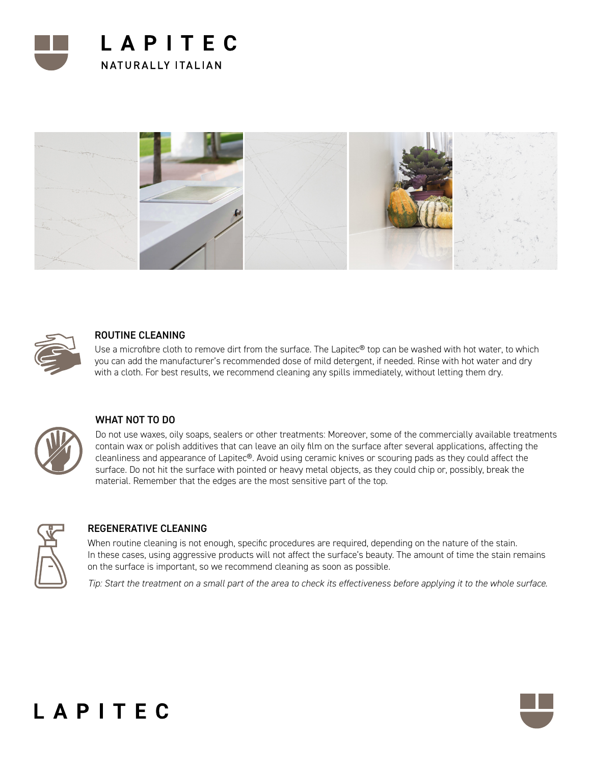# LAPITEC

NATURALLY ITALIAN

## ROUTINE CLEANING

Use a microfibre cloth to remove dirt from the surface. The Lapitec® top can be washed with hot water, to which you can add the manufacturer's recommended dose of mild detergent, if needed. Rinse with hot water and dry with a cloth. For best results, we recommend cleaning any spills immediately, without letting them dry.

## WHAT NOT TO DO

Do not use waxes, oily soaps, sealers or other treatments: Moreover, some of the commercially available treatments contain wax or polish additives that can leave an oily film on the surface after several applications, affecting the cleanliness and appearance of Lapitec®. Avoid using ceramic knives or scouring pads as they could affect the surface. Do not hit the surface with pointed or heavy metal objects, as they could chip or, possibly, break the material. Remember that the edges are the most sensitive part of the top.

## REGENERATIVE CLEANING

When routine cleaning is not enough, specific procedures are required, depending on the nature of the stain. In these cases, using aggressive products will not affect the surface's beauty. The amount of time the stain remains on the surface is important, so we recommend cleaning as soon as possible.

*Tip: Start the treatment on a small part of the area to check its effectiveness before applying it to the whole surface.*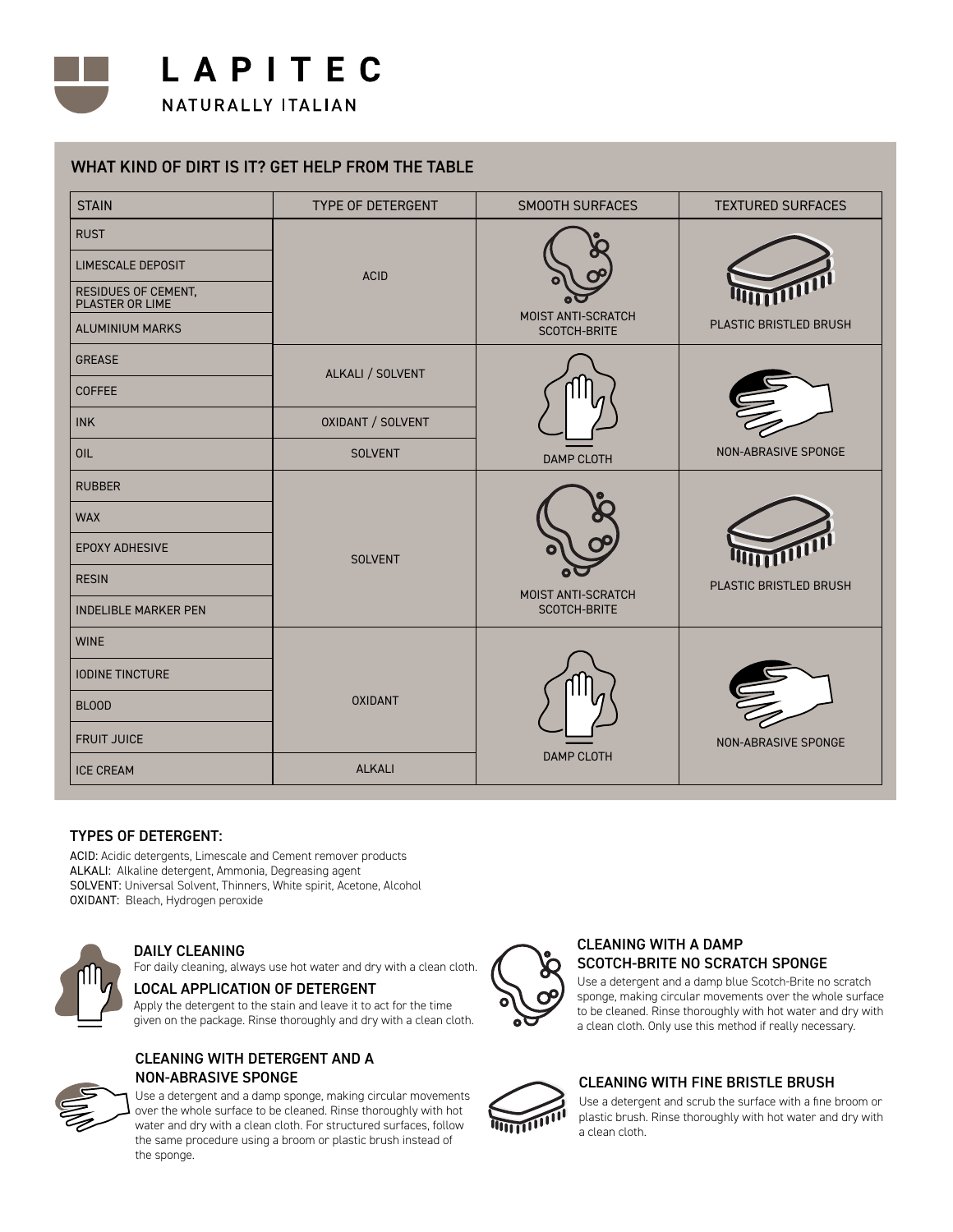# LAPITEC

NATURALLY ITALIAN

## WHAT KIND OF DIRT IS IT? GET HELP FROM THE TABLE

| STAIN | TYPE OF DETERGENT | SMOOTH SURFACES | TEXTURED SURFACES |
|---|---|---|---|
| RUST | ACID | MOIST ANTI-SCRATCH SCOTCH-BRITE | PLASTIC BRISTLED BRUSH |
| LIMESCALE DEPOSIT | | | |
| RESIDUES OF CEMENT, PLASTER OR LIME | | | |
| ALUMINIUM MARKS | | | |
| GREASE | ALKALI / SOLVENT | DAMP CLOTH | NON-ABRASIVE SPONGE |
| COFFEE | | | |
| INK | OXIDANT / SOLVENT | | |
| OIL | SOLVENT | | |
| RUBBER | SOLVENT | MOIST ANTI-SCRATCH SCOTCH-BRITE | PLASTIC BRISTLED BRUSH |
| WAX | | | |
| EPOXY ADHESIVE | | | |
| RESIN | | | |
| INDELIBLE MARKER PEN | | | |
| WINE | OXIDANT | DAMP CLOTH | NON-ABRASIVE SPONGE |
| IODINE TINCTURE | | | |
| BLOOD | | | |
| FRUIT JUICE | | | |
| ICE CREAM | ALKALI | | |

### TYPES OF DETERGENT:

**ACID:** Acidic detergents, Limescale and Cement remover products
**ALKALI:** Alkaline detergent, Ammonia, Degreasing agent
**SOLVENT:** Universal Solvent, Thinners, White spirit, Acetone, Alcohol
**OXIDANT:** Bleach, Hydrogen peroxide

### DAILY CLEANING

For daily cleaning, always use hot water and dry with a clean cloth.

### LOCAL APPLICATION OF DETERGENT

Apply the detergent to the stain and leave it to act for the time given on the package. Rinse thoroughly and dry with a clean cloth.

### CLEANING WITH DETERGENT AND A NON-ABRASIVE SPONGE

Use a detergent and a damp sponge, making circular movements over the whole surface to be cleaned. Rinse thoroughly with hot water and dry with a clean cloth. For structured surfaces, follow the same procedure using a broom or plastic brush instead of the sponge.

### CLEANING WITH A DAMP SCOTCH-BRITE NO SCRATCH SPONGE

Use a detergent and a damp blue Scotch-Brite no scratch sponge, making circular movements over the whole surface to be cleaned. Rinse thoroughly with hot water and dry with a clean cloth. Only use this method if really necessary.

### CLEANING WITH FINE BRISTLE BRUSH

Use a detergent and scrub the surface with a fine broom or plastic brush. Rinse thoroughly with hot water and dry with a clean cloth.